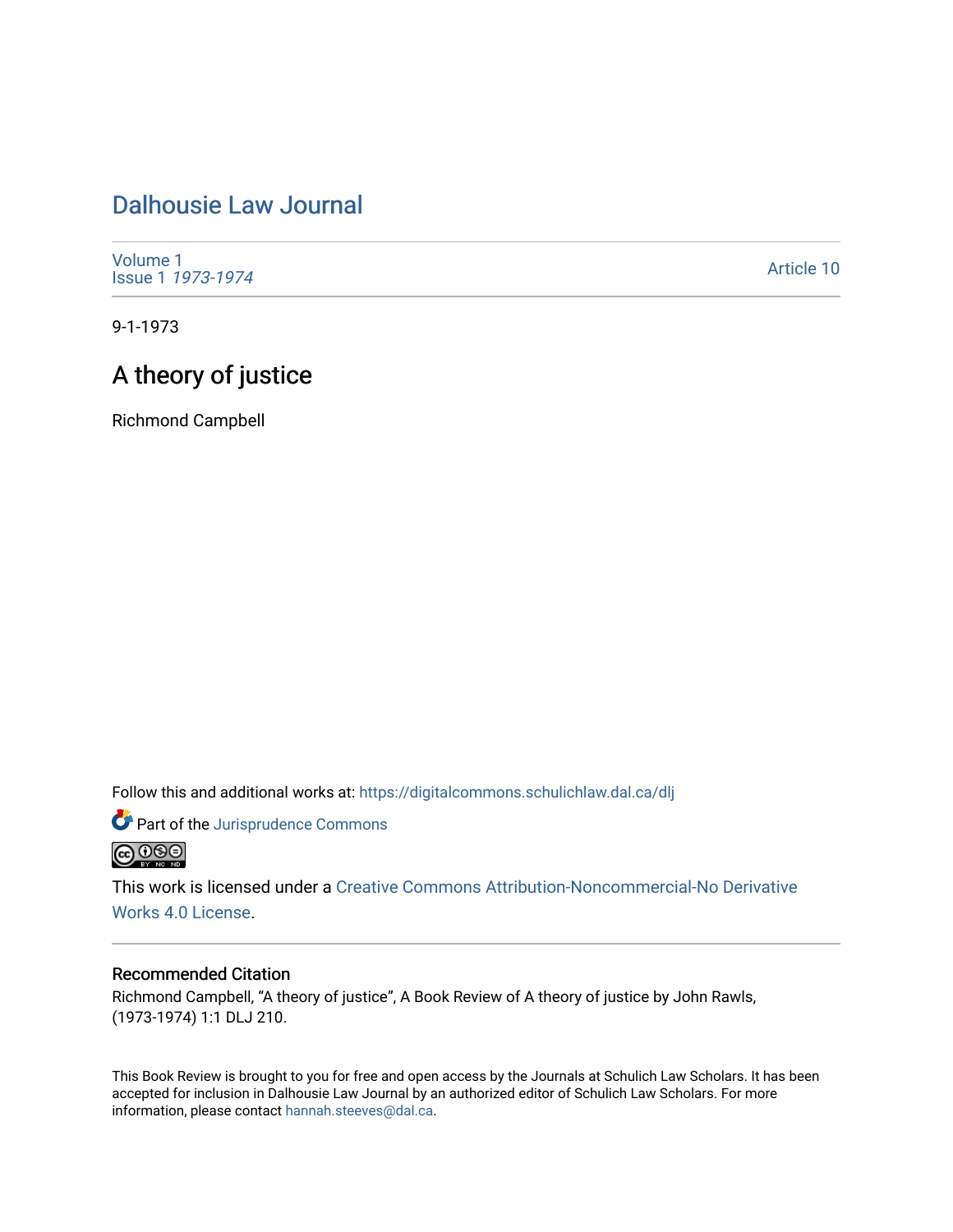# Dalhousie Law Journal

Volume 1
Issue 1 *1973-1974*

Article 10

9-1-1973

## A theory of justice

Richmond Campbell

Follow this and additional works at: https://digitalcommons.schulichlaw.dal.ca/dlj

Part of the Jurisprudence Commons

This work is licensed under a Creative Commons Attribution-Noncommercial-No Derivative Works 4.0 License.

### Recommended Citation

Richmond Campbell, "A theory of justice", A Book Review of A theory of justice by John Rawls, (1973-1974) 1:1 DLJ 210.

This Book Review is brought to you for free and open access by the Journals at Schulich Law Scholars. It has been accepted for inclusion in Dalhousie Law Journal by an authorized editor of Schulich Law Scholars. For more information, please contact hannah.steeves@dal.ca.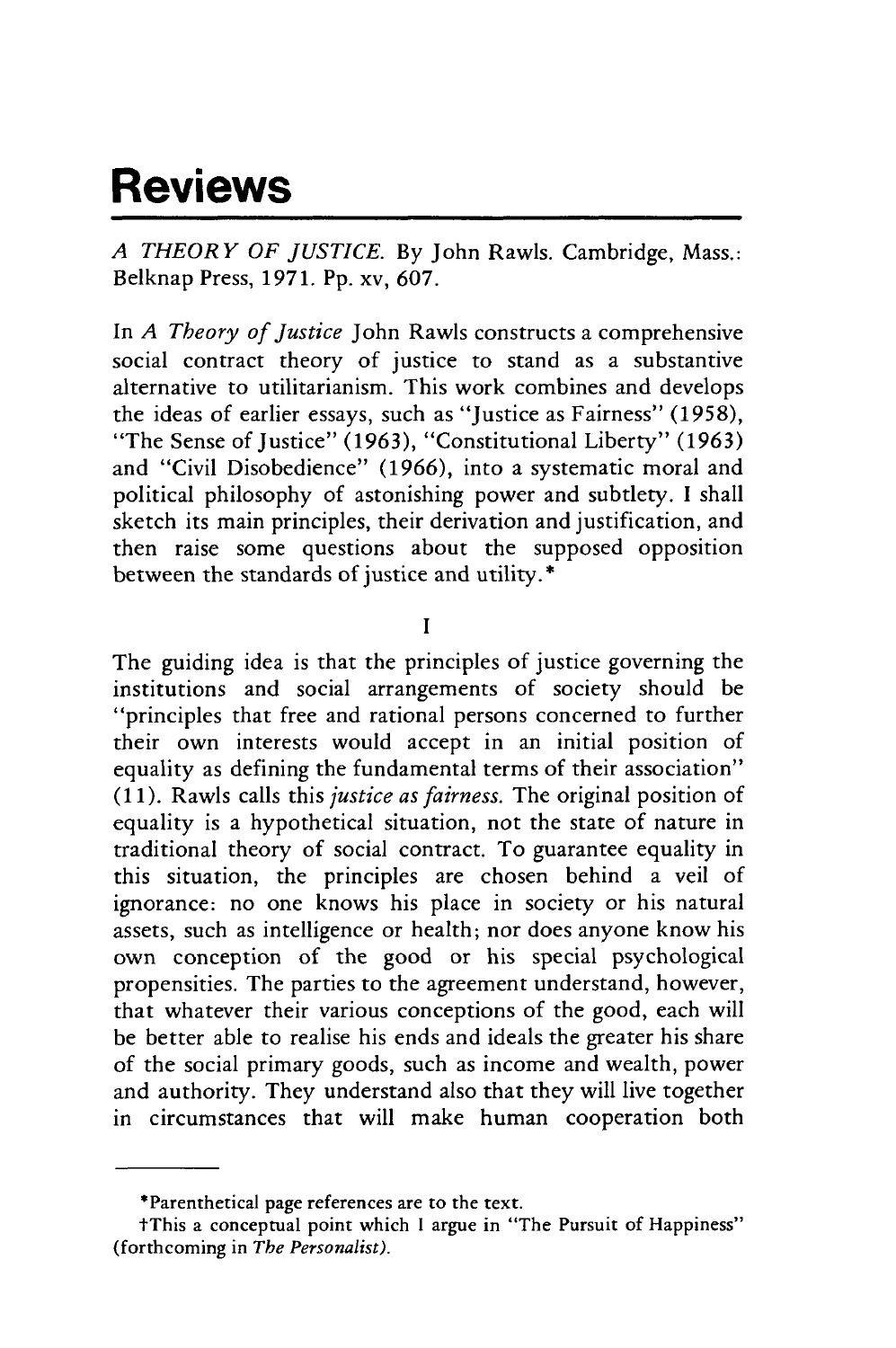# Reviews

*A THEORY OF JUSTICE*. By John Rawls. Cambridge, Mass.: Belknap Press, 1971. Pp. xv, 607.

In *A Theory of Justice* John Rawls constructs a comprehensive social contract theory of justice to stand as a substantive alternative to utilitarianism. This work combines and develops the ideas of earlier essays, such as "Justice as Fairness" (1958), "The Sense of Justice" (1963), "Constitutional Liberty" (1963) and "Civil Disobedience" (1966), into a systematic moral and political philosophy of astonishing power and subtlety. I shall sketch its main principles, their derivation and justification, and then raise some questions about the supposed opposition between the standards of justice and utility.*

I

The guiding idea is that the principles of justice governing the institutions and social arrangements of society should be "principles that free and rational persons concerned to further their own interests would accept in an initial position of equality as defining the fundamental terms of their association" (11). Rawls calls this *justice as fairness.* The original position of equality is a hypothetical situation, not the state of nature in traditional theory of social contract. To guarantee equality in this situation, the principles are chosen behind a veil of ignorance: no one knows his place in society or his natural assets, such as intelligence or health; nor does anyone know his own conception of the good or his special psychological propensities. The parties to the agreement understand, however, that whatever their various conceptions of the good, each will be better able to realise his ends and ideals the greater his share of the social primary goods, such as income and wealth, power and authority. They understand also that they will live together in circumstances that will make human cooperation both

---

*Parenthetical page references are to the text.

†This a conceptual point which I argue in "The Pursuit of Happiness" (forthcoming in *The Personalist*).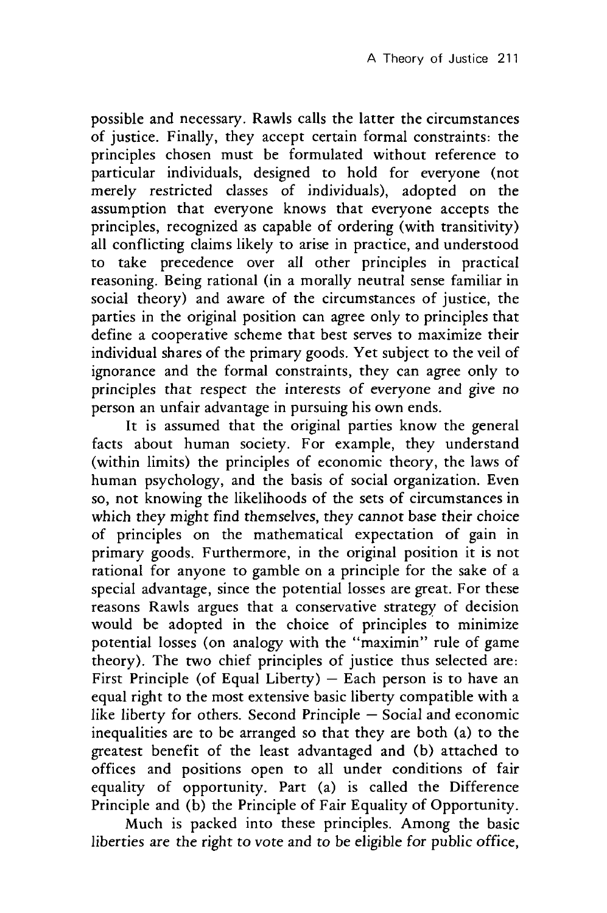possible and necessary. Rawls calls the latter the circumstances of justice. Finally, they accept certain formal constraints: the principles chosen must be formulated without reference to particular individuals, designed to hold for everyone (not merely restricted classes of individuals), adopted on the assumption that everyone knows that everyone accepts the principles, recognized as capable of ordering (with transitivity) all conflicting claims likely to arise in practice, and understood to take precedence over all other principles in practical reasoning. Being rational (in a morally neutral sense familiar in social theory) and aware of the circumstances of justice, the parties in the original position can agree only to principles that define a cooperative scheme that best serves to maximize their individual shares of the primary goods. Yet subject to the veil of ignorance and the formal constraints, they can agree only to principles that respect the interests of everyone and give no person an unfair advantage in pursuing his own ends.

It is assumed that the original parties know the general facts about human society. For example, they understand (within limits) the principles of economic theory, the laws of human psychology, and the basis of social organization. Even so, not knowing the likelihoods of the sets of circumstances in which they might find themselves, they cannot base their choice of principles on the mathematical expectation of gain in primary goods. Furthermore, in the original position it is not rational for anyone to gamble on a principle for the sake of a special advantage, since the potential losses are great. For these reasons Rawls argues that a conservative strategy of decision would be adopted in the choice of principles to minimize potential losses (on analogy with the "maximin" rule of game theory). The two chief principles of justice thus selected are: First Principle (of Equal Liberty) – Each person is to have an equal right to the most extensive basic liberty compatible with a like liberty for others. Second Principle – Social and economic inequalities are to be arranged so that they are both (a) to the greatest benefit of the least advantaged and (b) attached to offices and positions open to all under conditions of fair equality of opportunity. Part (a) is called the Difference Principle and (b) the Principle of Fair Equality of Opportunity.

Much is packed into these principles. Among the basic liberties are the right to vote and to be eligible for public office,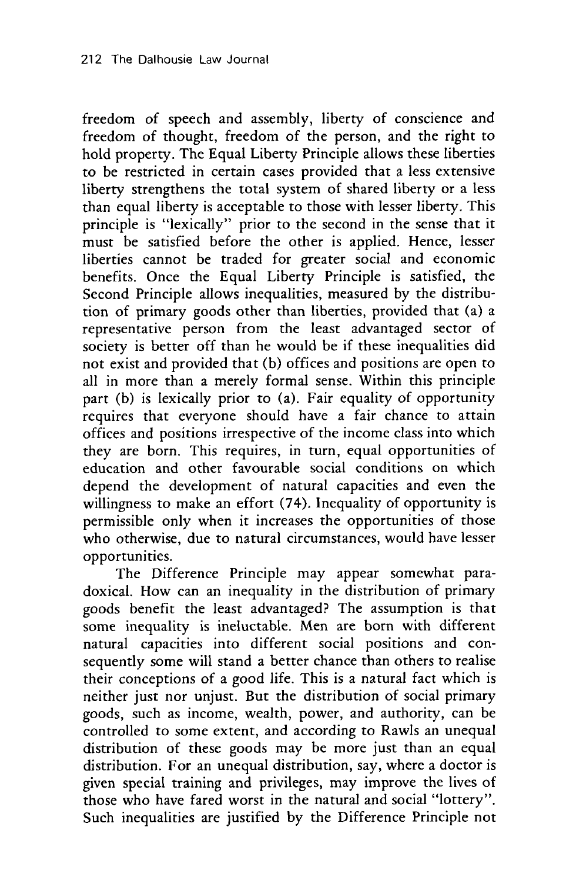freedom of speech and assembly, liberty of conscience and freedom of thought, freedom of the person, and the right to hold property. The Equal Liberty Principle allows these liberties to be restricted in certain cases provided that a less extensive liberty strengthens the total system of shared liberty or a less than equal liberty is acceptable to those with lesser liberty. This principle is "lexically" prior to the second in the sense that it must be satisfied before the other is applied. Hence, lesser liberties cannot be traded for greater social and economic benefits. Once the Equal Liberty Principle is satisfied, the Second Principle allows inequalities, measured by the distribution of primary goods other than liberties, provided that (a) a representative person from the least advantaged sector of society is better off than he would be if these inequalities did not exist and provided that (b) offices and positions are open to all in more than a merely formal sense. Within this principle part (b) is lexically prior to (a). Fair equality of opportunity requires that everyone should have a fair chance to attain offices and positions irrespective of the income class into which they are born. This requires, in turn, equal opportunities of education and other favourable social conditions on which depend the development of natural capacities and even the willingness to make an effort (74). Inequality of opportunity is permissible only when it increases the opportunities of those who otherwise, due to natural circumstances, would have lesser opportunities.

The Difference Principle may appear somewhat paradoxical. How can an inequality in the distribution of primary goods benefit the least advantaged? The assumption is that some inequality is ineluctable. Men are born with different natural capacities into different social positions and consequently some will stand a better chance than others to realise their conceptions of a good life. This is a natural fact which is neither just nor unjust. But the distribution of social primary goods, such as income, wealth, power, and authority, can be controlled to some extent, and according to Rawls an unequal distribution of these goods may be more just than an equal distribution. For an unequal distribution, say, where a doctor is given special training and privileges, may improve the lives of those who have fared worst in the natural and social "lottery". Such inequalities are justified by the Difference Principle not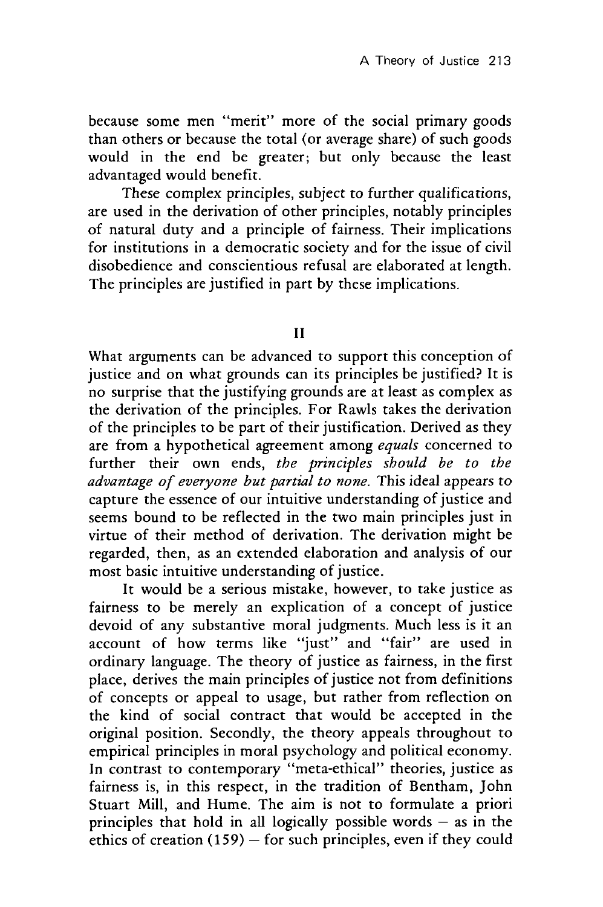because some men "merit" more of the social primary goods than others or because the total (or average share) of such goods would in the end be greater; but only because the least advantaged would benefit.

These complex principles, subject to further qualifications, are used in the derivation of other principles, notably principles of natural duty and a principle of fairness. Their implications for institutions in a democratic society and for the issue of civil disobedience and conscientious refusal are elaborated at length. The principles are justified in part by these implications.

## II

What arguments can be advanced to support this conception of justice and on what grounds can its principles be justified? It is no surprise that the justifying grounds are at least as complex as the derivation of the principles. For Rawls takes the derivation of the principles to be part of their justification. Derived as they are from a hypothetical agreement among *equals* concerned to further their own ends, *the principles should be to the advantage of everyone but partial to none.* This ideal appears to capture the essence of our intuitive understanding of justice and seems bound to be reflected in the two main principles just in virtue of their method of derivation. The derivation might be regarded, then, as an extended elaboration and analysis of our most basic intuitive understanding of justice.

It would be a serious mistake, however, to take justice as fairness to be merely an explication of a concept of justice devoid of any substantive moral judgments. Much less is it an account of how terms like "just" and "fair" are used in ordinary language. The theory of justice as fairness, in the first place, derives the main principles of justice not from definitions of concepts or appeal to usage, but rather from reflection on the kind of social contract that would be accepted in the original position. Secondly, the theory appeals throughout to empirical principles in moral psychology and political economy. In contrast to contemporary "meta-ethical" theories, justice as fairness is, in this respect, in the tradition of Bentham, John Stuart Mill, and Hume. The aim is not to formulate a priori principles that hold in all logically possible words – as in the ethics of creation (159) – for such principles, even if they could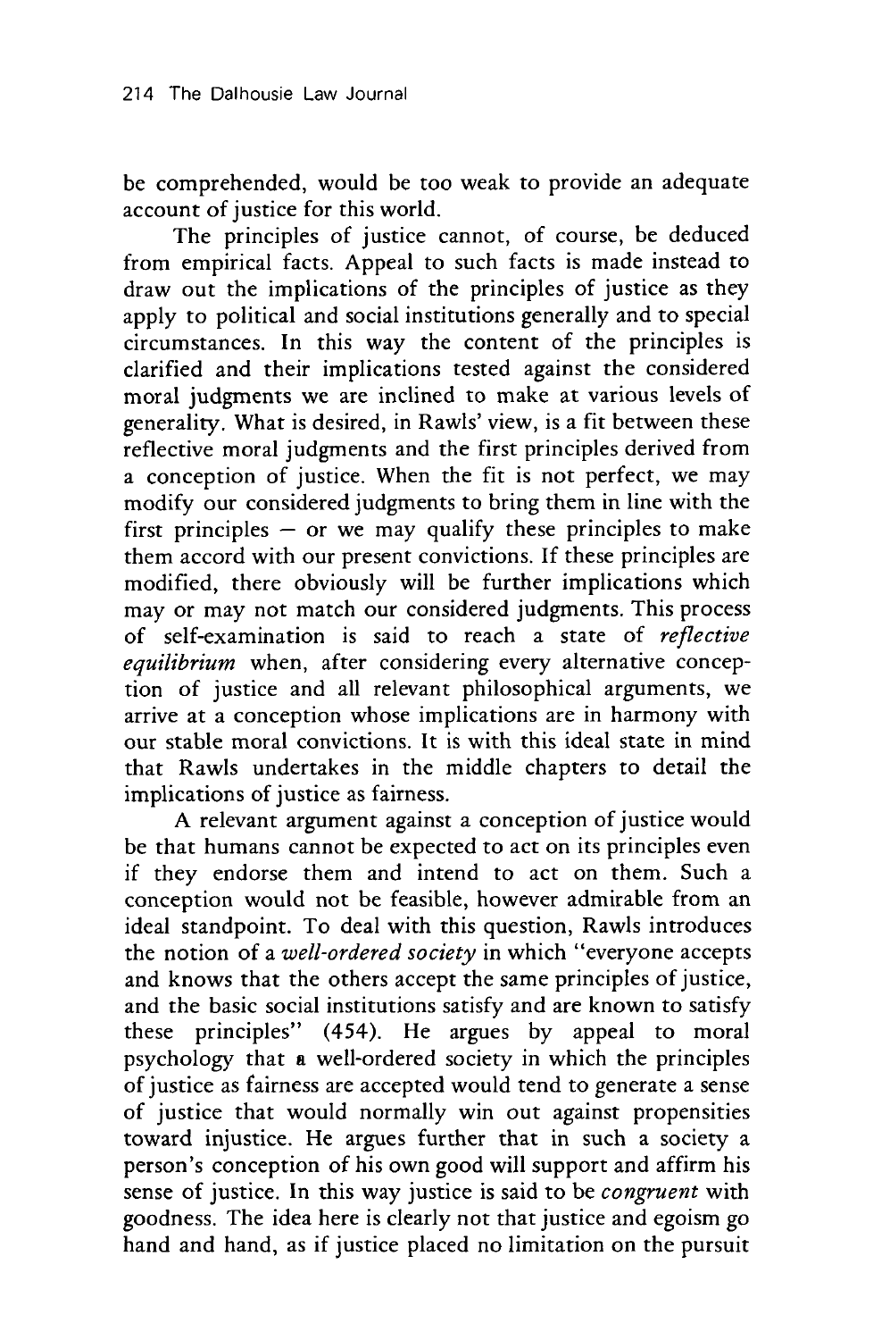be comprehended, would be too weak to provide an adequate account of justice for this world.

The principles of justice cannot, of course, be deduced from empirical facts. Appeal to such facts is made instead to draw out the implications of the principles of justice as they apply to political and social institutions generally and to special circumstances. In this way the content of the principles is clarified and their implications tested against the considered moral judgments we are inclined to make at various levels of generality. What is desired, in Rawls' view, is a fit between these reflective moral judgments and the first principles derived from a conception of justice. When the fit is not perfect, we may modify our considered judgments to bring them in line with the first principles — or we may qualify these principles to make them accord with our present convictions. If these principles are modified, there obviously will be further implications which may or may not match our considered judgments. This process of self-examination is said to reach a state of *reflective equilibrium* when, after considering every alternative conception of justice and all relevant philosophical arguments, we arrive at a conception whose implications are in harmony with our stable moral convictions. It is with this ideal state in mind that Rawls undertakes in the middle chapters to detail the implications of justice as fairness.

A relevant argument against a conception of justice would be that humans cannot be expected to act on its principles even if they endorse them and intend to act on them. Such a conception would not be feasible, however admirable from an ideal standpoint. To deal with this question, Rawls introduces the notion of a *well-ordered society* in which "everyone accepts and knows that the others accept the same principles of justice, and the basic social institutions satisfy and are known to satisfy these principles" (454). He argues by appeal to moral psychology that a well-ordered society in which the principles of justice as fairness are accepted would tend to generate a sense of justice that would normally win out against propensities toward injustice. He argues further that in such a society a person's conception of his own good will support and affirm his sense of justice. In this way justice is said to be *congruent* with goodness. The idea here is clearly not that justice and egoism go hand and hand, as if justice placed no limitation on the pursuit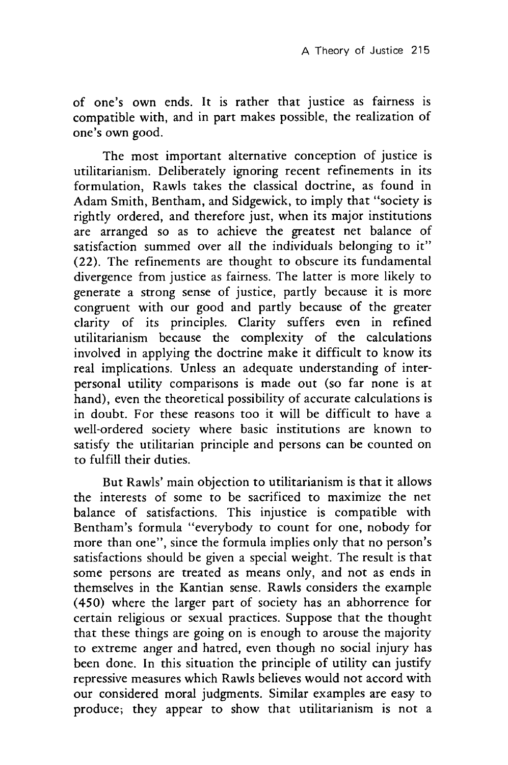of one's own ends. It is rather that justice as fairness is compatible with, and in part makes possible, the realization of one's own good.

The most important alternative conception of justice is utilitarianism. Deliberately ignoring recent refinements in its formulation, Rawls takes the classical doctrine, as found in Adam Smith, Bentham, and Sidgewick, to imply that "society is rightly ordered, and therefore just, when its major institutions are arranged so as to achieve the greatest net balance of satisfaction summed over all the individuals belonging to it" (22). The refinements are thought to obscure its fundamental divergence from justice as fairness. The latter is more likely to generate a strong sense of justice, partly because it is more congruent with our good and partly because of the greater clarity of its principles. Clarity suffers even in refined utilitarianism because the complexity of the calculations involved in applying the doctrine make it difficult to know its real implications. Unless an adequate understanding of interpersonal utility comparisons is made out (so far none is at hand), even the theoretical possibility of accurate calculations is in doubt. For these reasons too it will be difficult to have a well-ordered society where basic institutions are known to satisfy the utilitarian principle and persons can be counted on to fulfill their duties.

But Rawls' main objection to utilitarianism is that it allows the interests of some to be sacrificed to maximize the net balance of satisfactions. This injustice is compatible with Bentham's formula "everybody to count for one, nobody for more than one", since the formula implies only that no person's satisfactions should be given a special weight. The result is that some persons are treated as means only, and not as ends in themselves in the Kantian sense. Rawls considers the example (450) where the larger part of society has an abhorrence for certain religious or sexual practices. Suppose that the thought that these things are going on is enough to arouse the majority to extreme anger and hatred, even though no social injury has been done. In this situation the principle of utility can justify repressive measures which Rawls believes would not accord with our considered moral judgments. Similar examples are easy to produce; they appear to show that utilitarianism is not a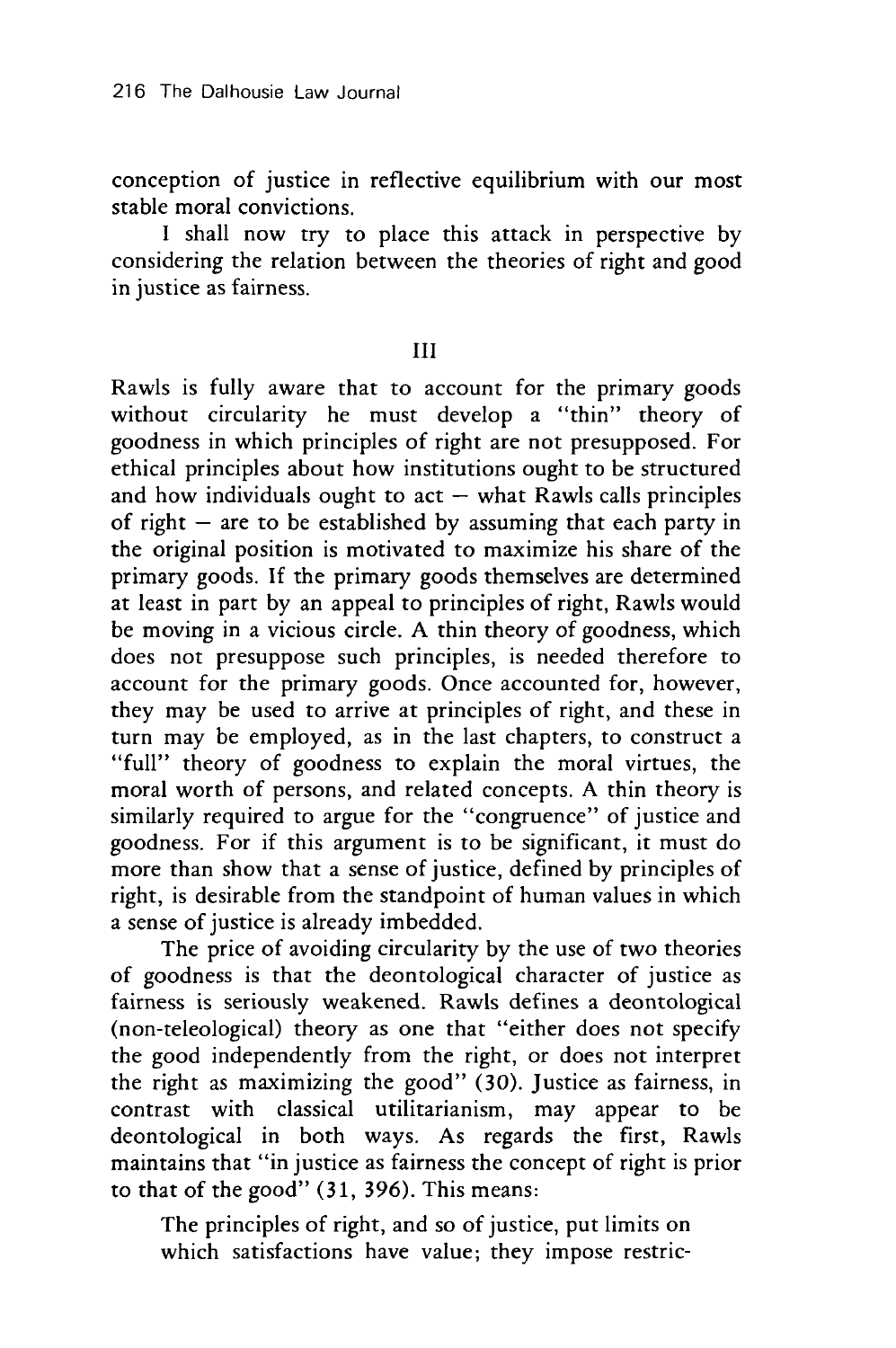conception of justice in reflective equilibrium with our most stable moral convictions.

I shall now try to place this attack in perspective by considering the relation between the theories of right and good in justice as fairness.

## III

Rawls is fully aware that to account for the primary goods without circularity he must develop a "thin" theory of goodness in which principles of right are not presupposed. For ethical principles about how institutions ought to be structured and how individuals ought to act — what Rawls calls principles of right — are to be established by assuming that each party in the original position is motivated to maximize his share of the primary goods. If the primary goods themselves are determined at least in part by an appeal to principles of right, Rawls would be moving in a vicious circle. A thin theory of goodness, which does not presuppose such principles, is needed therefore to account for the primary goods. Once accounted for, however, they may be used to arrive at principles of right, and these in turn may be employed, as in the last chapters, to construct a "full" theory of goodness to explain the moral virtues, the moral worth of persons, and related concepts. A thin theory is similarly required to argue for the "congruence" of justice and goodness. For if this argument is to be significant, it must do more than show that a sense of justice, defined by principles of right, is desirable from the standpoint of human values in which a sense of justice is already imbedded.

The price of avoiding circularity by the use of two theories of goodness is that the deontological character of justice as fairness is seriously weakened. Rawls defines a deontological (non-teleological) theory as one that "either does not specify the good independently from the right, or does not interpret the right as maximizing the good" (30). Justice as fairness, in contrast with classical utilitarianism, may appear to be deontological in both ways. As regards the first, Rawls maintains that "in justice as fairness the concept of right is prior to that of the good" (31, 396). This means:

> The principles of right, and so of justice, put limits on which satisfactions have value; they impose restric-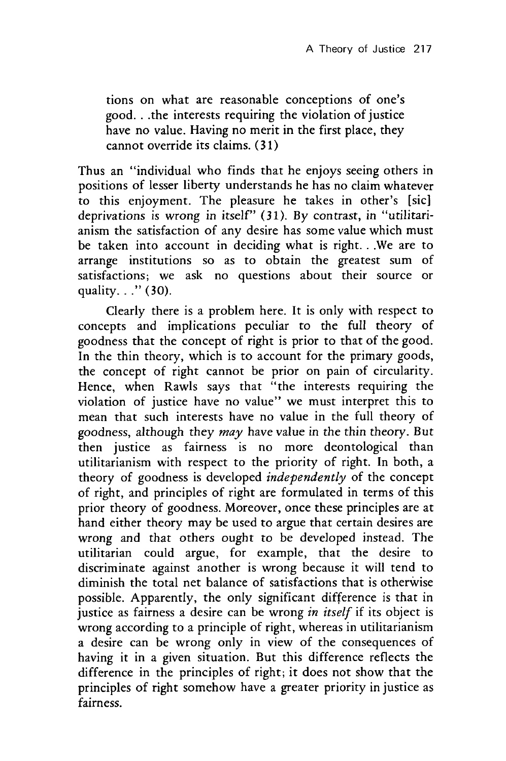> tions on what are reasonable conceptions of one's good. . .the interests requiring the violation of justice have no value. Having no merit in the first place, they cannot override its claims. (31)

Thus an "individual who finds that he enjoys seeing others in positions of lesser liberty understands he has no claim whatever to this enjoyment. The pleasure he takes in other's [sic] deprivations is wrong in itself" (31). By contrast, in "utilitarianism the satisfaction of any desire has some value which must be taken into account in deciding what is right. . .We are to arrange institutions so as to obtain the greatest sum of satisfactions; we ask no questions about their source or quality. . ." (30).

Clearly there is a problem here. It is only with respect to concepts and implications peculiar to the full theory of goodness that the concept of right is prior to that of the good. In the thin theory, which is to account for the primary goods, the concept of right cannot be prior on pain of circularity. Hence, when Rawls says that "the interests requiring the violation of justice have no value" we must interpret this to mean that such interests have no value in the full theory of goodness, although they *may* have value in the thin theory. But then justice as fairness is no more deontological than utilitarianism with respect to the priority of right. In both, a theory of goodness is developed *independently* of the concept of right, and principles of right are formulated in terms of this prior theory of goodness. Moreover, once these principles are at hand either theory may be used to argue that certain desires are wrong and that others ought to be developed instead. The utilitarian could argue, for example, that the desire to discriminate against another is wrong because it will tend to diminish the total net balance of satisfactions that is otherwise possible. Apparently, the only significant difference is that in justice as fairness a desire can be wrong *in itself* if its object is wrong according to a principle of right, whereas in utilitarianism a desire can be wrong only in view of the consequences of having it in a given situation. But this difference reflects the difference in the principles of right; it does not show that the principles of right somehow have a greater priority in justice as fairness.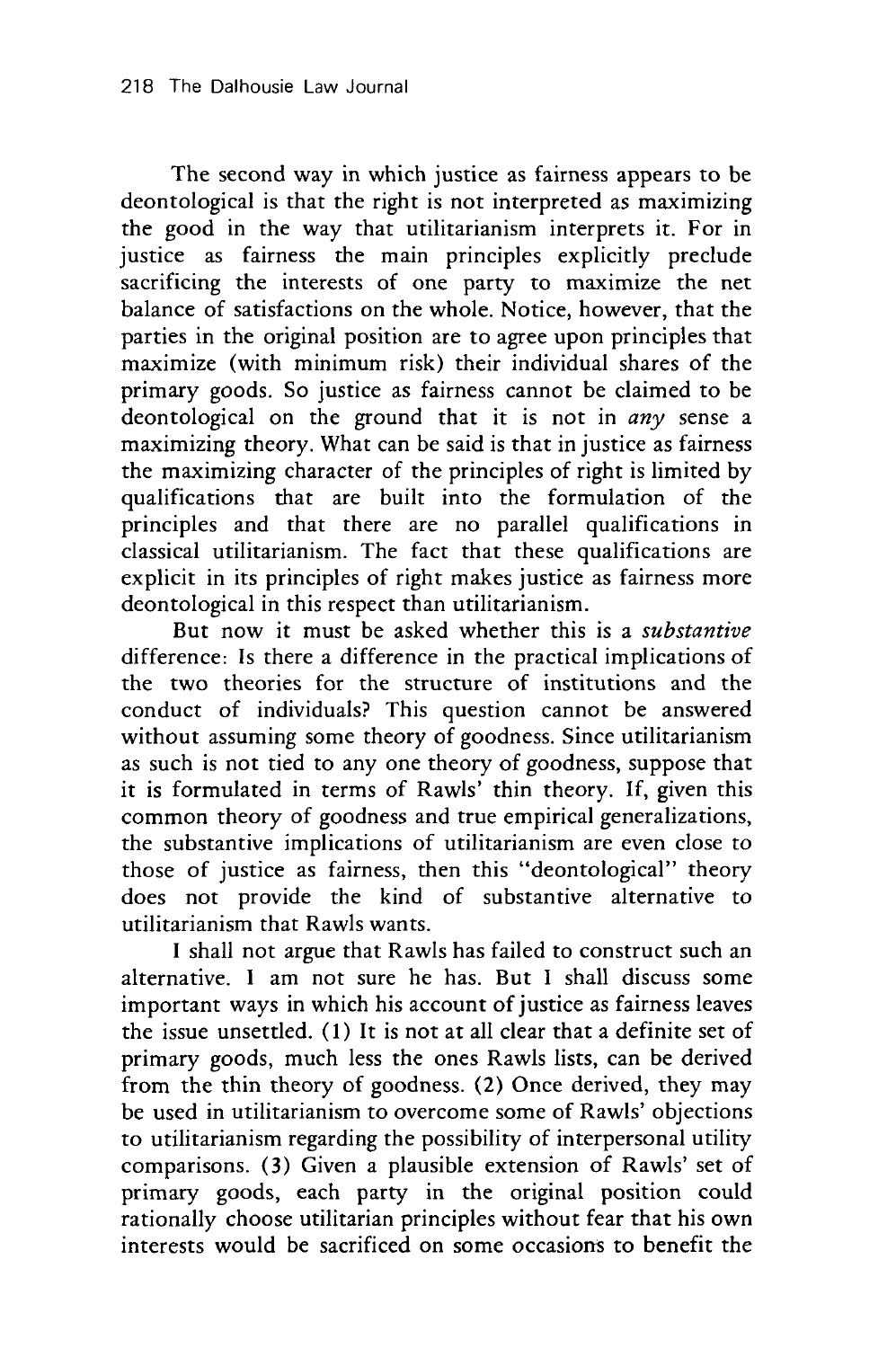The second way in which justice as fairness appears to be deontological is that the right is not interpreted as maximizing the good in the way that utilitarianism interprets it. For in justice as fairness the main principles explicitly preclude sacrificing the interests of one party to maximize the net balance of satisfactions on the whole. Notice, however, that the parties in the original position are to agree upon principles that maximize (with minimum risk) their individual shares of the primary goods. So justice as fairness cannot be claimed to be deontological on the ground that it is not in *any* sense a maximizing theory. What can be said is that in justice as fairness the maximizing character of the principles of right is limited by qualifications that are built into the formulation of the principles and that there are no parallel qualifications in classical utilitarianism. The fact that these qualifications are explicit in its principles of right makes justice as fairness more deontological in this respect than utilitarianism.

But now it must be asked whether this is a *substantive* difference: Is there a difference in the practical implications of the two theories for the structure of institutions and the conduct of individuals? This question cannot be answered without assuming some theory of goodness. Since utilitarianism as such is not tied to any one theory of goodness, suppose that it is formulated in terms of Rawls' thin theory. If, given this common theory of goodness and true empirical generalizations, the substantive implications of utilitarianism are even close to those of justice as fairness, then this "deontological" theory does not provide the kind of substantive alternative to utilitarianism that Rawls wants.

I shall not argue that Rawls has failed to construct such an alternative. I am not sure he has. But I shall discuss some important ways in which his account of justice as fairness leaves the issue unsettled. (1) It is not at all clear that a definite set of primary goods, much less the ones Rawls lists, can be derived from the thin theory of goodness. (2) Once derived, they may be used in utilitarianism to overcome some of Rawls' objections to utilitarianism regarding the possibility of interpersonal utility comparisons. (3) Given a plausible extension of Rawls' set of primary goods, each party in the original position could rationally choose utilitarian principles without fear that his own interests would be sacrificed on some occasions to benefit the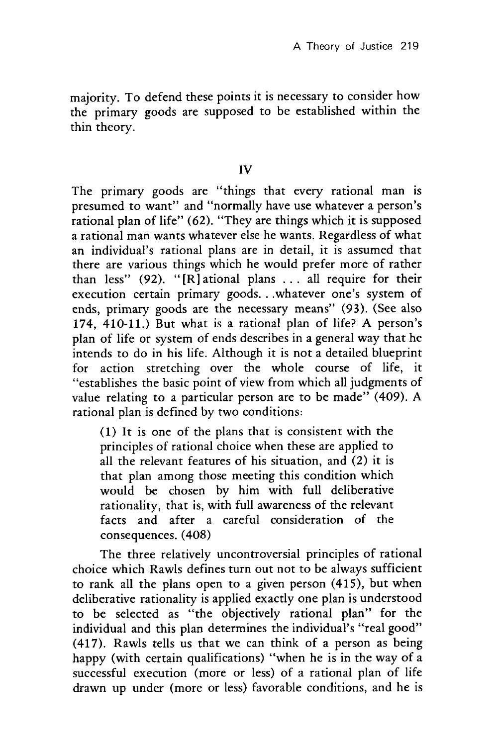majority. To defend these points it is necessary to consider how the primary goods are supposed to be established within the thin theory.

## IV

The primary goods are "things that every rational man is presumed to want" and "normally have use whatever a person's rational plan of life" (62). "They are things which it is supposed a rational man wants whatever else he wants. Regardless of what an individual's rational plans are in detail, it is assumed that there are various things which he would prefer more of rather than less" (92). "[R]ational plans . . . all require for their execution certain primary goods. . .whatever one's system of ends, primary goods are the necessary means" (93). (See also 174, 410-11.) But what is a rational plan of life? A person's plan of life or system of ends describes in a general way that he intends to do in his life. Although it is not a detailed blueprint for action stretching over the whole course of life, it "establishes the basic point of view from which all judgments of value relating to a particular person are to be made" (409). A rational plan is defined by two conditions:

> (1) It is one of the plans that is consistent with the principles of rational choice when these are applied to all the relevant features of his situation, and (2) it is that plan among those meeting this condition which would be chosen by him with full deliberative rationality, that is, with full awareness of the relevant facts and after a careful consideration of the consequences. (408)

The three relatively uncontroversial principles of rational choice which Rawls defines turn out not to be always sufficient to rank all the plans open to a given person (415), but when deliberative rationality is applied exactly one plan is understood to be selected as "the objectively rational plan" for the individual and this plan determines the individual's "real good" (417). Rawls tells us that we can think of a person as being happy (with certain qualifications) "when he is in the way of a successful execution (more or less) of a rational plan of life drawn up under (more or less) favorable conditions, and he is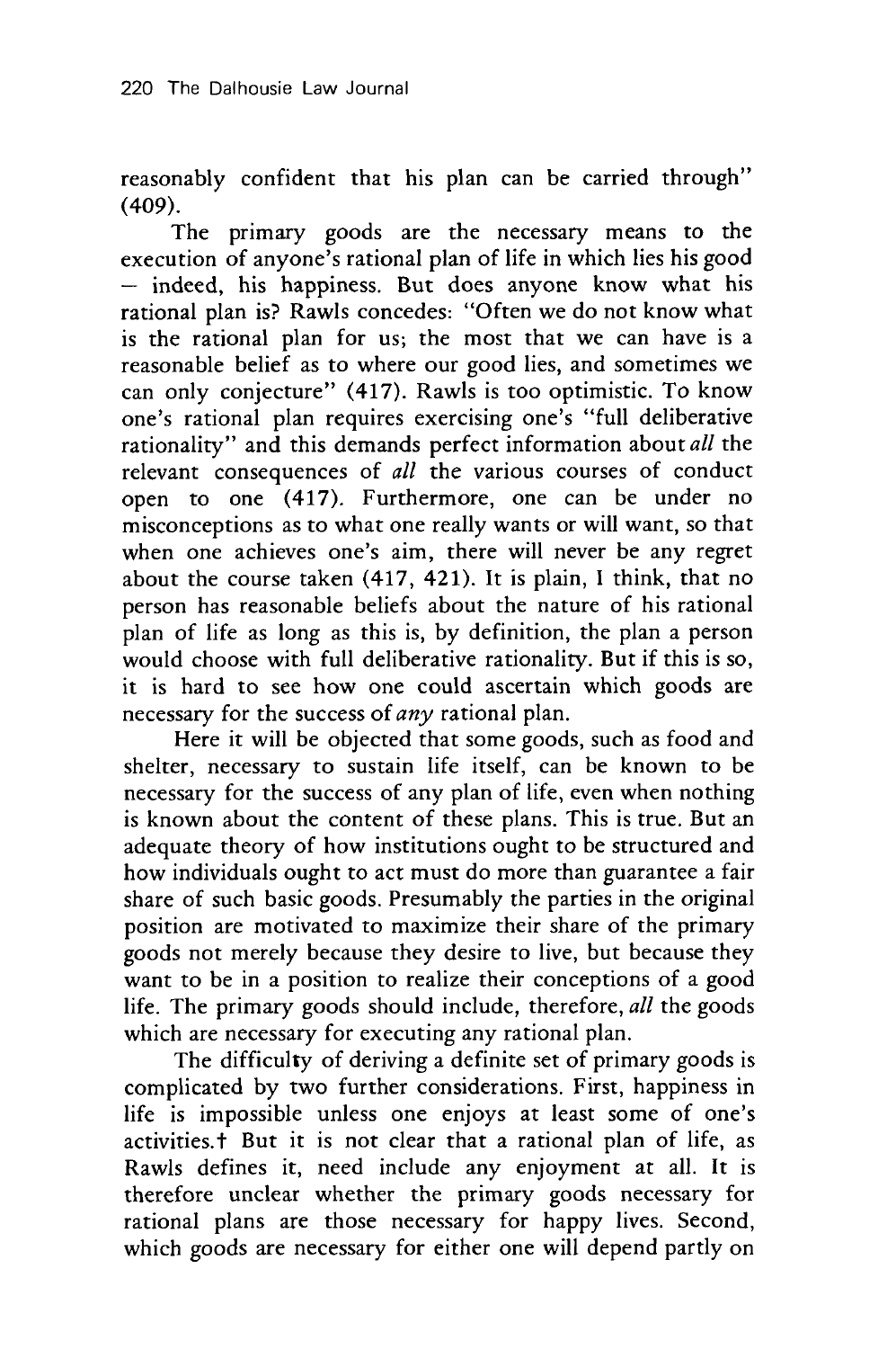reasonably confident that his plan can be carried through" (409).

The primary goods are the necessary means to the execution of anyone's rational plan of life in which lies his good — indeed, his happiness. But does anyone know what his rational plan is? Rawls concedes: "Often we do not know what is the rational plan for us; the most that we can have is a reasonable belief as to where our good lies, and sometimes we can only conjecture" (417). Rawls is too optimistic. To know one's rational plan requires exercising one's "full deliberative rationality" and this demands perfect information about *all* the relevant consequences of *all* the various courses of conduct open to one (417). Furthermore, one can be under no misconceptions as to what one really wants or will want, so that when one achieves one's aim, there will never be any regret about the course taken (417, 421). It is plain, I think, that no person has reasonable beliefs about the nature of his rational plan of life as long as this is, by definition, the plan a person would choose with full deliberative rationality. But if this is so, it is hard to see how one could ascertain which goods are necessary for the success of *any* rational plan.

Here it will be objected that some goods, such as food and shelter, necessary to sustain life itself, can be known to be necessary for the success of any plan of life, even when nothing is known about the content of these plans. This is true. But an adequate theory of how institutions ought to be structured and how individuals ought to act must do more than guarantee a fair share of such basic goods. Presumably the parties in the original position are motivated to maximize their share of the primary goods not merely because they desire to live, but because they want to be in a position to realize their conceptions of a good life. The primary goods should include, therefore, *all* the goods which are necessary for executing any rational plan.

The difficulty of deriving a definite set of primary goods is complicated by two further considerations. First, happiness in life is impossible unless one enjoys at least some of one's activities.† But it is not clear that a rational plan of life, as Rawls defines it, need include any enjoyment at all. It is therefore unclear whether the primary goods necessary for rational plans are those necessary for happy lives. Second, which goods are necessary for either one will depend partly on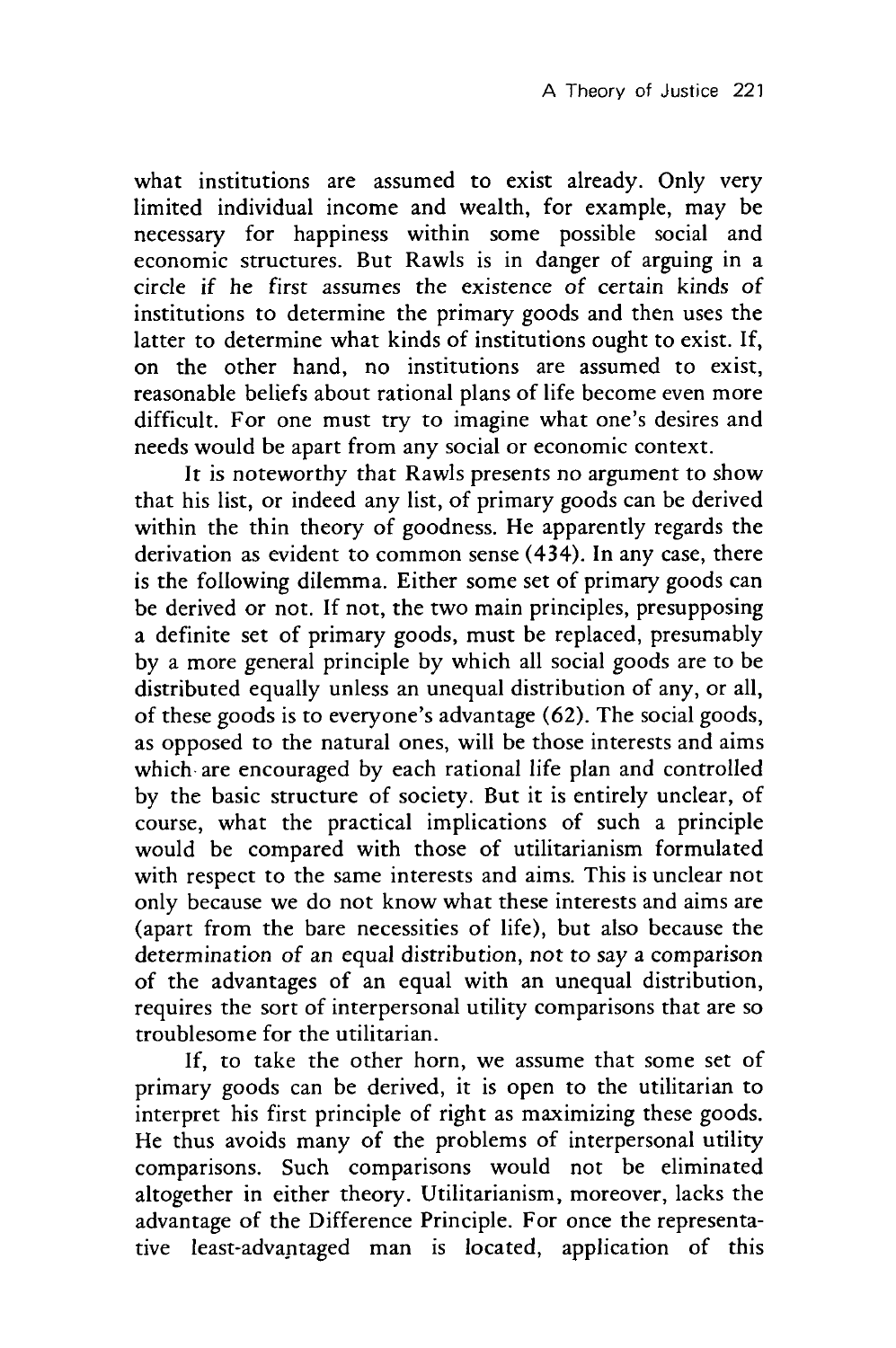what institutions are assumed to exist already. Only very limited individual income and wealth, for example, may be necessary for happiness within some possible social and economic structures. But Rawls is in danger of arguing in a circle if he first assumes the existence of certain kinds of institutions to determine the primary goods and then uses the latter to determine what kinds of institutions ought to exist. If, on the other hand, no institutions are assumed to exist, reasonable beliefs about rational plans of life become even more difficult. For one must try to imagine what one's desires and needs would be apart from any social or economic context.

It is noteworthy that Rawls presents no argument to show that his list, or indeed any list, of primary goods can be derived within the thin theory of goodness. He apparently regards the derivation as evident to common sense (434). In any case, there is the following dilemma. Either some set of primary goods can be derived or not. If not, the two main principles, presupposing a definite set of primary goods, must be replaced, presumably by a more general principle by which all social goods are to be distributed equally unless an unequal distribution of any, or all, of these goods is to everyone's advantage (62). The social goods, as opposed to the natural ones, will be those interests and aims which are encouraged by each rational life plan and controlled by the basic structure of society. But it is entirely unclear, of course, what the practical implications of such a principle would be compared with those of utilitarianism formulated with respect to the same interests and aims. This is unclear not only because we do not know what these interests and aims are (apart from the bare necessities of life), but also because the determination of an equal distribution, not to say a comparison of the advantages of an equal with an unequal distribution, requires the sort of interpersonal utility comparisons that are so troublesome for the utilitarian.

If, to take the other horn, we assume that some set of primary goods can be derived, it is open to the utilitarian to interpret his first principle of right as maximizing these goods. He thus avoids many of the problems of interpersonal utility comparisons. Such comparisons would not be eliminated altogether in either theory. Utilitarianism, moreover, lacks the advantage of the Difference Principle. For once the representative least-advantaged man is located, application of this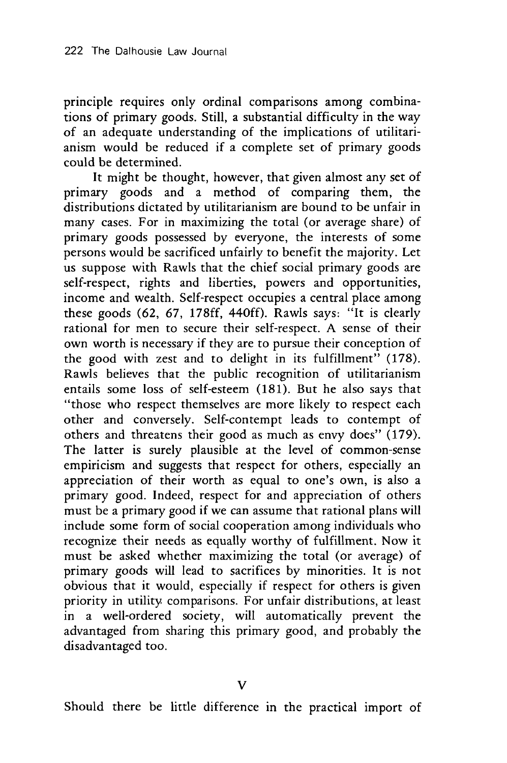principle requires only ordinal comparisons among combinations of primary goods. Still, a substantial difficulty in the way of an adequate understanding of the implications of utilitarianism would be reduced if a complete set of primary goods could be determined.

It might be thought, however, that given almost any set of primary goods and a method of comparing them, the distributions dictated by utilitarianism are bound to be unfair in many cases. For in maximizing the total (or average share) of primary goods possessed by everyone, the interests of some persons would be sacrificed unfairly to benefit the majority. Let us suppose with Rawls that the chief social primary goods are self-respect, rights and liberties, powers and opportunities, income and wealth. Self-respect occupies a central place among these goods (62, 67, 178ff, 440ff). Rawls says: "It is clearly rational for men to secure their self-respect. A sense of their own worth is necessary if they are to pursue their conception of the good with zest and to delight in its fulfillment" (178). Rawls believes that the public recognition of utilitarianism entails some loss of self-esteem (181). But he also says that "those who respect themselves are more likely to respect each other and conversely. Self-contempt leads to contempt of others and threatens their good as much as envy does" (179). The latter is surely plausible at the level of common-sense empiricism and suggests that respect for others, especially an appreciation of their worth as equal to one's own, is also a primary good. Indeed, respect for and appreciation of others must be a primary good if we can assume that rational plans will include some form of social cooperation among individuals who recognize their needs as equally worthy of fulfillment. Now it must be asked whether maximizing the total (or average) of primary goods will lead to sacrifices by minorities. It is not obvious that it would, especially if respect for others is given priority in utility comparisons. For unfair distributions, at least in a well-ordered society, will automatically prevent the advantaged from sharing this primary good, and probably the disadvantaged too.

## V

Should there be little difference in the practical import of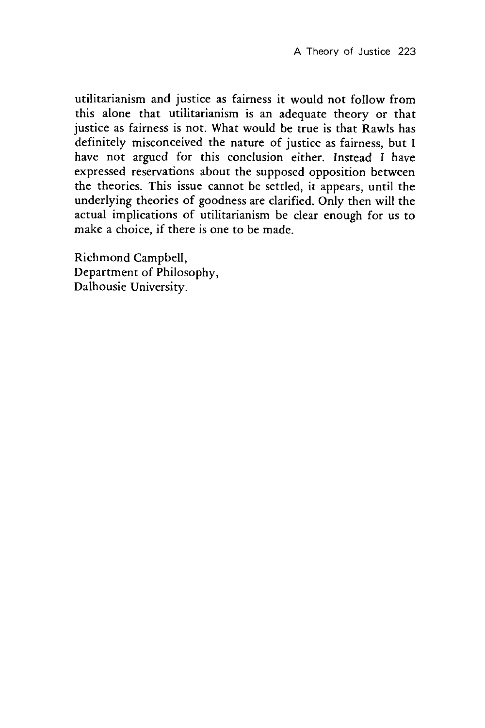utilitarianism and justice as fairness it would not follow from this alone that utilitarianism is an adequate theory or that justice as fairness is not. What would be true is that Rawls has definitely misconceived the nature of justice as fairness, but I have not argued for this conclusion either. Instead I have expressed reservations about the supposed opposition between the theories. This issue cannot be settled, it appears, until the underlying theories of goodness are clarified. Only then will the actual implications of utilitarianism be clear enough for us to make a choice, if there is one to be made.

Richmond Campbell,
Department of Philosophy,
Dalhousie University.